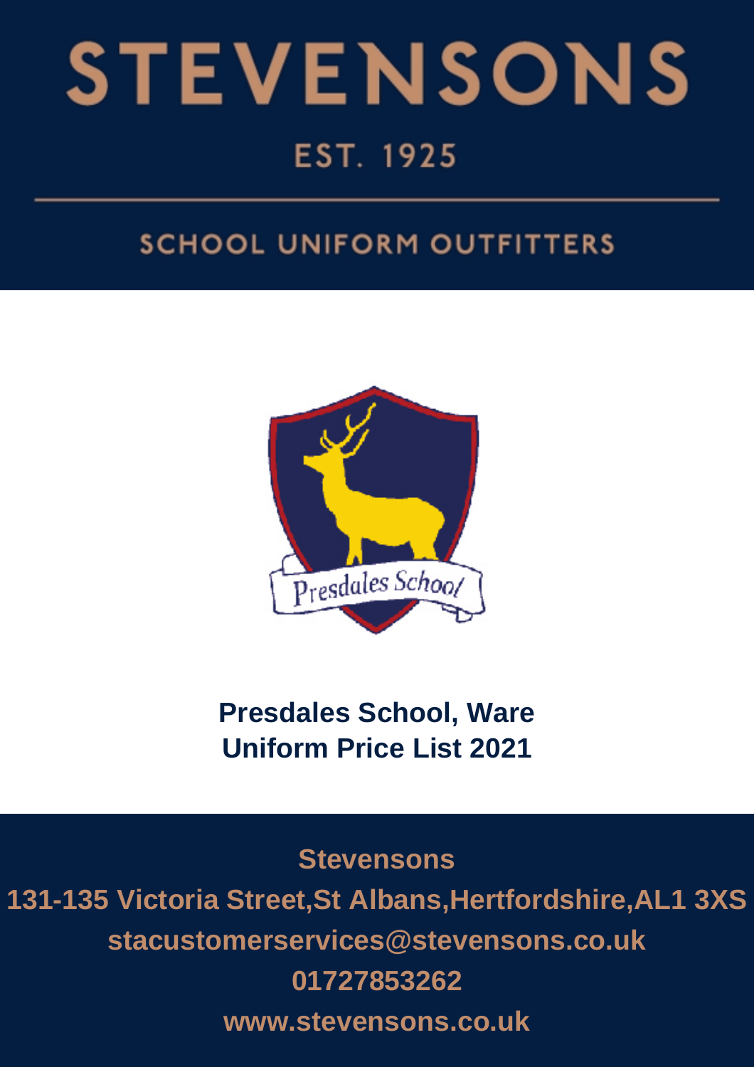# STEVENSONS

EST. 1925

SCHOOL UNIFORM OUTFITTERS

Presdales School

## Presdales School, Ware
## Uniform Price List 2021

**Stevensons**

**131-135 Victoria Street,St Albans,Hertfordshire,AL1 3XS**

**stacustomerservices@stevensons.co.uk**

**01727853262**

**www.stevensons.co.uk**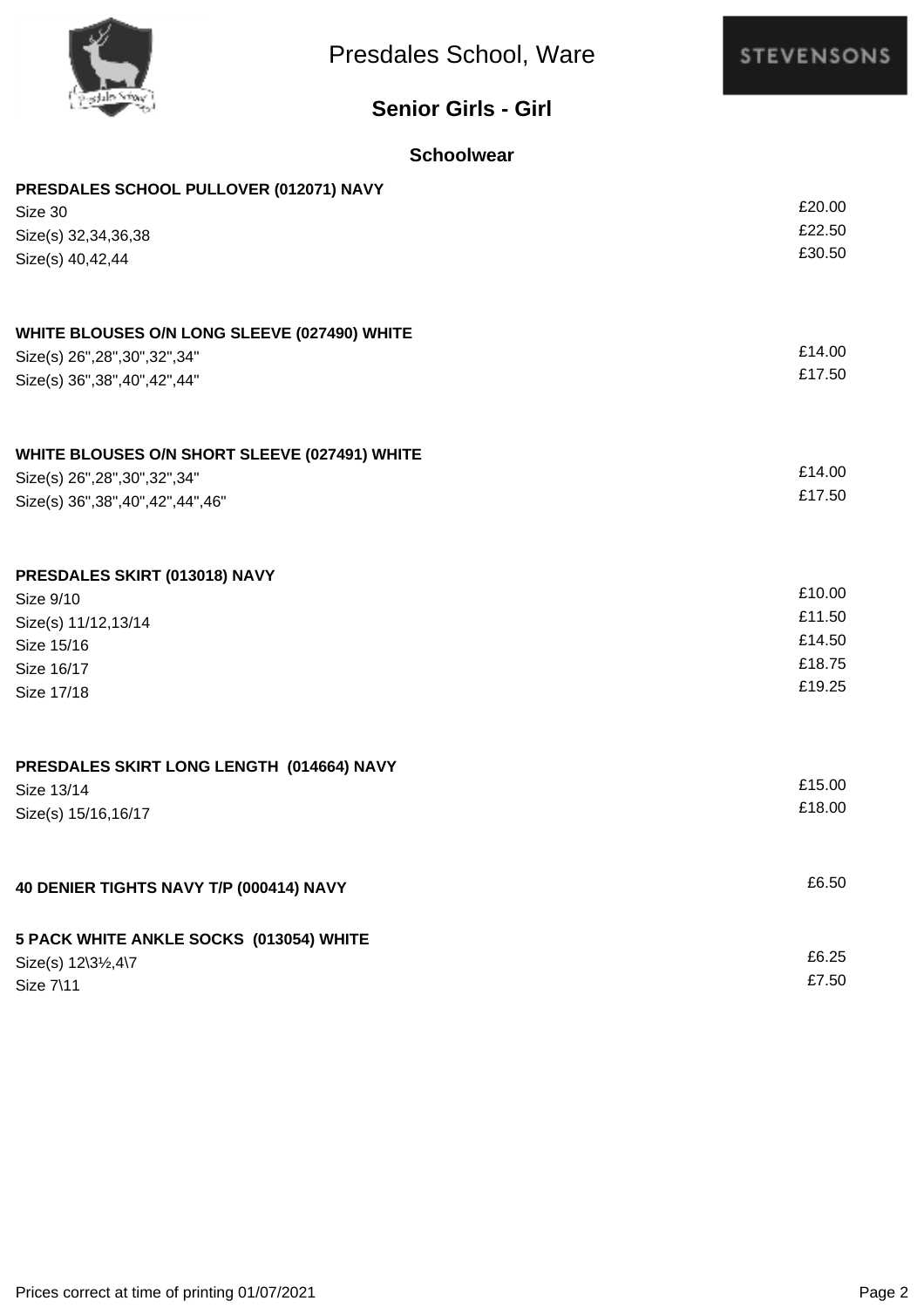# Presdales School, Ware

## Senior Girls - Girl

### Schoolwear

**PRESDALES SCHOOL PULLOVER (012071) NAVY**

| Size | Price |
|---|---|
| Size 30 | £20.00 |
| Size(s) 32,34,36,38 | £22.50 |
| Size(s) 40,42,44 | £30.50 |

**WHITE BLOUSES O/N LONG SLEEVE (027490) WHITE**

| Size | Price |
|---|---|
| Size(s) 26",28",30",32",34" | £14.00 |
| Size(s) 36",38",40",42",44" | £17.50 |

**WHITE BLOUSES O/N SHORT SLEEVE (027491) WHITE**

| Size | Price |
|---|---|
| Size(s) 26",28",30",32",34" | £14.00 |
| Size(s) 36",38",40",42",44",46" | £17.50 |

**PRESDALES SKIRT (013018) NAVY**

| Size | Price |
|---|---|
| Size 9/10 | £10.00 |
| Size(s) 11/12,13/14 | £11.50 |
| Size 15/16 | £14.50 |
| Size 16/17 | £18.75 |
| Size 17/18 | £19.25 |

**PRESDALES SKIRT LONG LENGTH (014664) NAVY**

| Size | Price |
|---|---|
| Size 13/14 | £15.00 |
| Size(s) 15/16,16/17 | £18.00 |

**40 DENIER TIGHTS NAVY T/P (000414) NAVY** — £6.50

**5 PACK WHITE ANKLE SOCKS (013054) WHITE**

| Size | Price |
|---|---|
| Size(s) 12\3½,4\7 | £6.25 |
| Size 7\11 | £7.50 |

Prices correct at time of printing 01/07/2021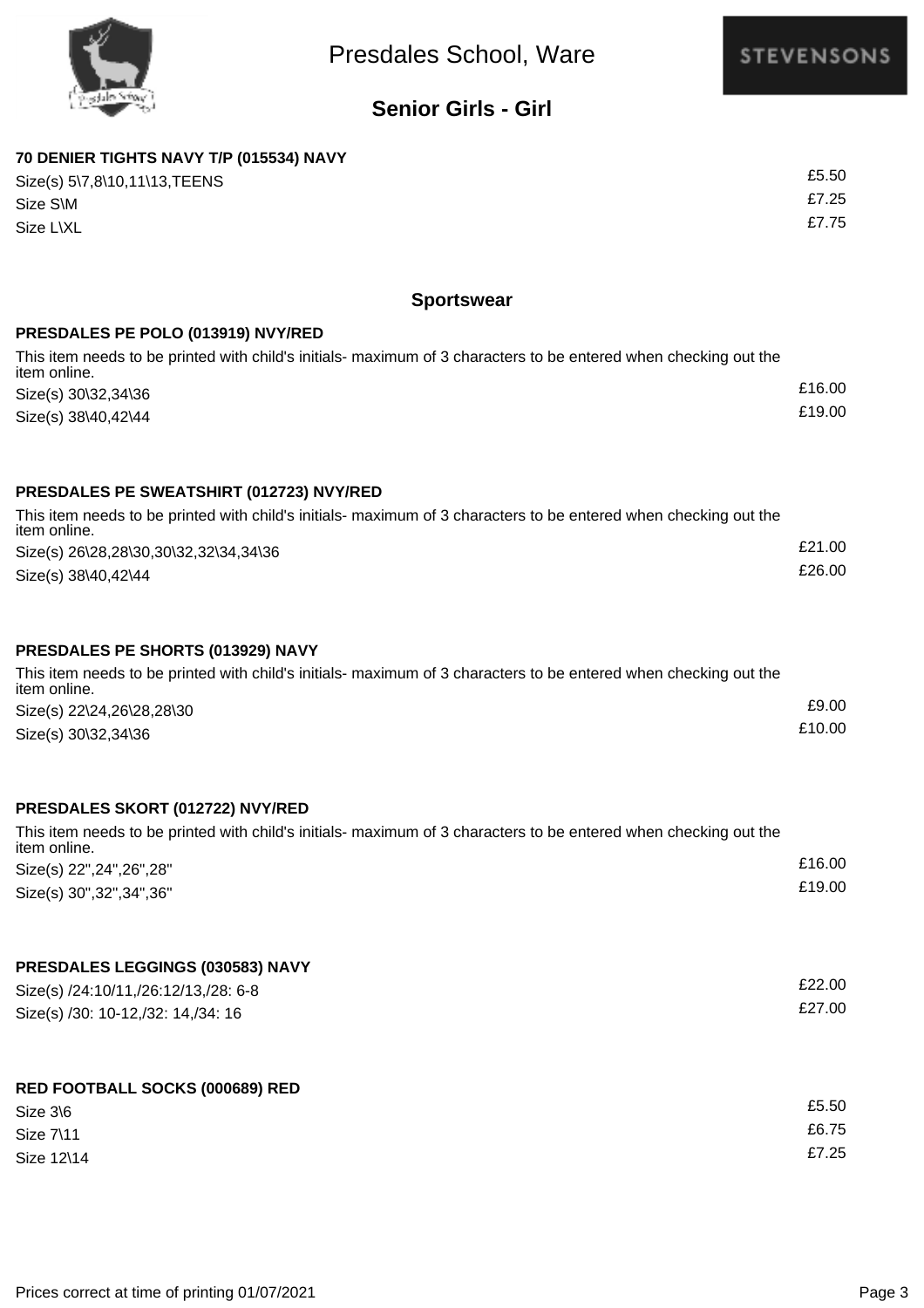# Presdales School, Ware

## Senior Girls - Girl

**70 DENIER TIGHTS NAVY T/P (015534) NAVY**

| Size | Price |
|---|---|
| Size(s) 5\7,8\10,11\13,TEENS | £5.50 |
| Size S\M | £7.25 |
| Size L\XL | £7.75 |

### Sportswear

**PRESDALES PE POLO (013919) NVY/RED**

This item needs to be printed with child's initials- maximum of 3 characters to be entered when checking out the item online.

| Size | Price |
|---|---|
| Size(s) 30\32,34\36 | £16.00 |
| Size(s) 38\40,42\44 | £19.00 |

**PRESDALES PE SWEATSHIRT (012723) NVY/RED**

This item needs to be printed with child's initials- maximum of 3 characters to be entered when checking out the item online.

| Size | Price |
|---|---|
| Size(s) 26\28,28\30,30\32,32\34,34\36 | £21.00 |
| Size(s) 38\40,42\44 | £26.00 |

**PRESDALES PE SHORTS (013929) NAVY**

This item needs to be printed with child's initials- maximum of 3 characters to be entered when checking out the item online.

| Size | Price |
|---|---|
| Size(s) 22\24,26\28,28\30 | £9.00 |
| Size(s) 30\32,34\36 | £10.00 |

**PRESDALES SKORT (012722) NVY/RED**

This item needs to be printed with child's initials- maximum of 3 characters to be entered when checking out the item online.

| Size | Price |
|---|---|
| Size(s) 22",24",26",28" | £16.00 |
| Size(s) 30",32",34",36" | £19.00 |

**PRESDALES LEGGINGS (030583) NAVY**

| Size | Price |
|---|---|
| Size(s) /24:10/11,/26:12/13,/28: 6-8 | £22.00 |
| Size(s) /30: 10-12,/32: 14,/34: 16 | £27.00 |

**RED FOOTBALL SOCKS (000689) RED**

| Size | Price |
|---|---|
| Size 3\6 | £5.50 |
| Size 7\11 | £6.75 |
| Size 12\14 | £7.25 |

Prices correct at time of printing 01/07/2021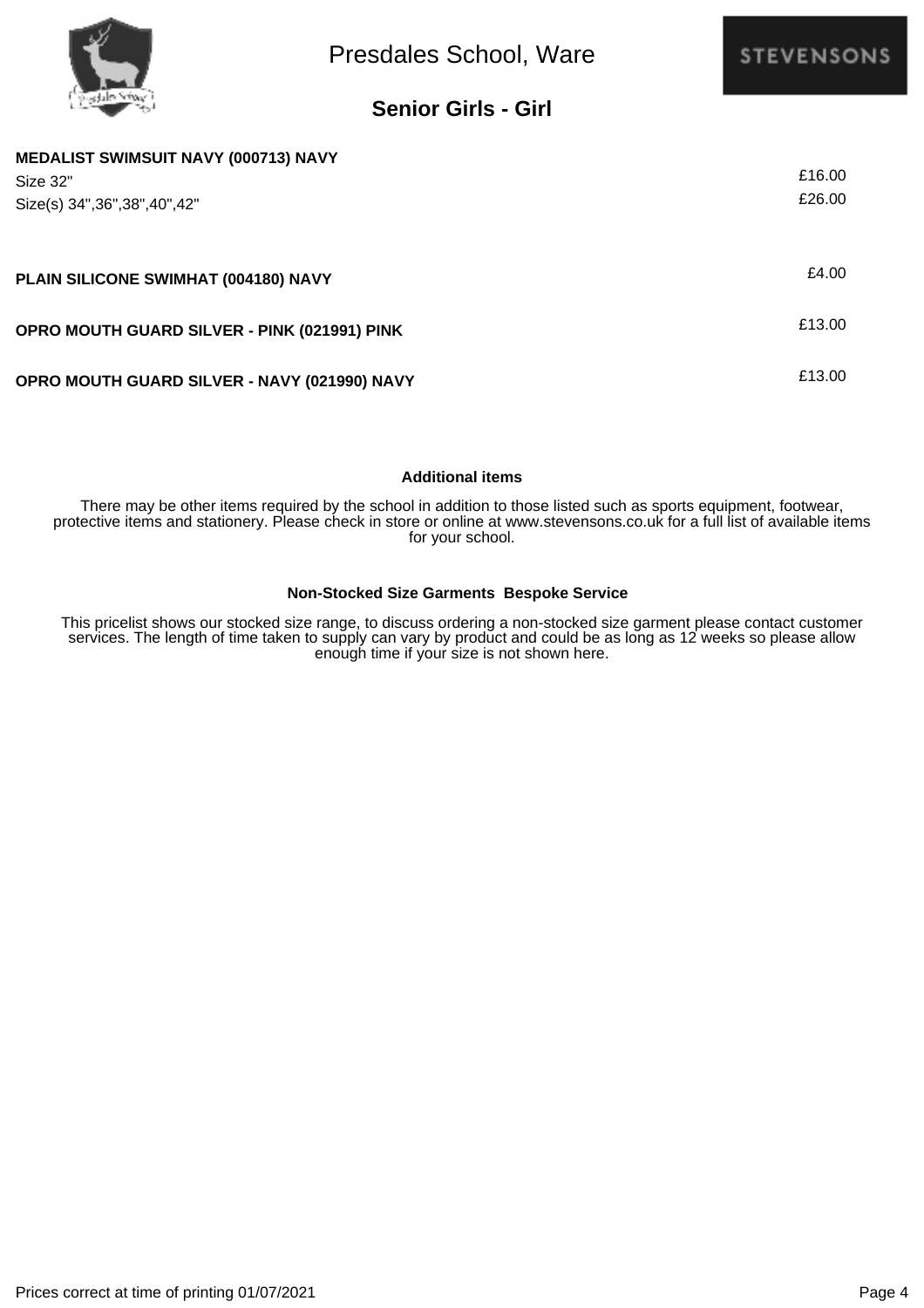# Presdales School, Ware

STEVENSONS

## Senior Girls - Girl

**MEDALIST SWIMSUIT NAVY (000713) NAVY**

| | |
|---|---|
| Size 32" | £16.00 |
| Size(s) 34",36",38",40",42" | £26.00 |

| | |
|---|---|
| **PLAIN SILICONE SWIMHAT (004180) NAVY** | £4.00 |
| **OPRO MOUTH GUARD SILVER - PINK (021991) PINK** | £13.00 |
| **OPRO MOUTH GUARD SILVER - NAVY (021990) NAVY** | £13.00 |

**Additional items**

There may be other items required by the school in addition to those listed such as sports equipment, footwear, protective items and stationery. Please check in store or online at www.stevensons.co.uk for a full list of available items for your school.

**Non-Stocked Size Garments  Bespoke Service**

This pricelist shows our stocked size range, to discuss ordering a non-stocked size garment please contact customer services. The length of time taken to supply can vary by product and could be as long as 12 weeks so please allow enough time if your size is not shown here.

Prices correct at time of printing 01/07/2021